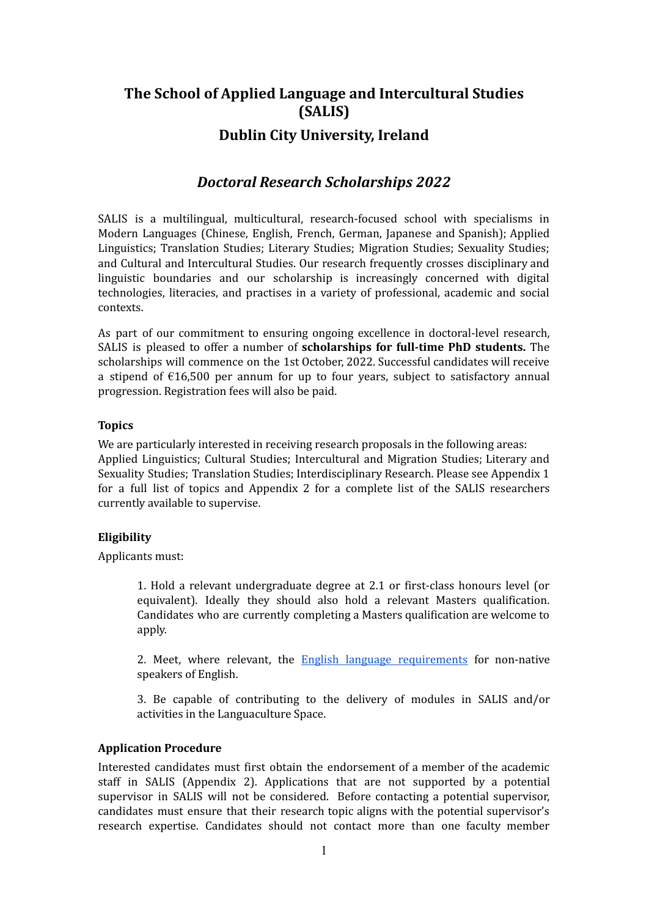# The School of Applied Language and Intercultural Studies (SALIS)

## Dublin City University, Ireland

## *Doctoral Research Scholarships 2022*

SALIS is a multilingual, multicultural, research-focused school with specialisms in Modern Languages (Chinese, English, French, German, Japanese and Spanish); Applied Linguistics; Translation Studies; Literary Studies; Migration Studies; Sexuality Studies; and Cultural and Intercultural Studies. Our research frequently crosses disciplinary and linguistic boundaries and our scholarship is increasingly concerned with digital technologies, literacies, and practises in a variety of professional, academic and social contexts.

As part of our commitment to ensuring ongoing excellence in doctoral-level research, SALIS is pleased to offer a number of **scholarships for full-time PhD students.** The scholarships will commence on the 1st October, 2022. Successful candidates will receive a stipend of €16,500 per annum for up to four years, subject to satisfactory annual progression. Registration fees will also be paid.

**Topics**

We are particularly interested in receiving research proposals in the following areas: Applied Linguistics; Cultural Studies; Intercultural and Migration Studies; Literary and Sexuality Studies; Translation Studies; Interdisciplinary Research. Please see Appendix 1 for a full list of topics and Appendix 2 for a complete list of the SALIS researchers currently available to supervise.

**Eligibility**

Applicants must:

1. Hold a relevant undergraduate degree at 2.1 or first-class honours level (or equivalent). Ideally they should also hold a relevant Masters qualification. Candidates who are currently completing a Masters qualification are welcome to apply.

2. Meet, where relevant, the [English language requirements]() for non-native speakers of English.

3. Be capable of contributing to the delivery of modules in SALIS and/or activities in the Languaculture Space.

**Application Procedure**

Interested candidates must first obtain the endorsement of a member of the academic staff in SALIS (Appendix 2). Applications that are not supported by a potential supervisor in SALIS will not be considered. Before contacting a potential supervisor, candidates must ensure that their research topic aligns with the potential supervisor's research expertise. Candidates should not contact more than one faculty member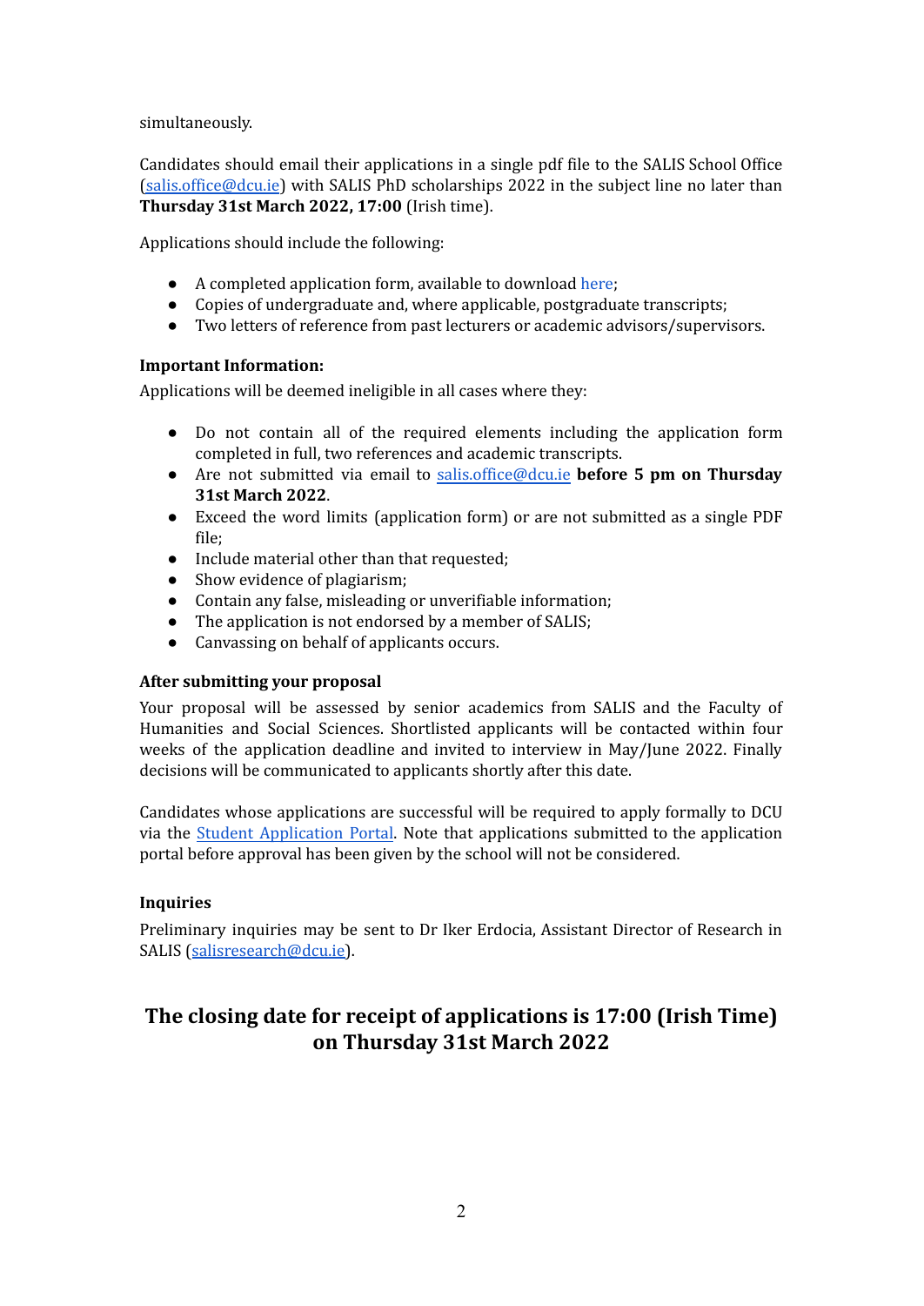simultaneously.

Candidates should email their applications in a single pdf file to the SALIS School Office (salis.office@dcu.ie) with SALIS PhD scholarships 2022 in the subject line no later than **Thursday 31st March 2022, 17:00** (Irish time).

Applications should include the following:

- A completed application form, available to download here;
- Copies of undergraduate and, where applicable, postgraduate transcripts;
- Two letters of reference from past lecturers or academic advisors/supervisors.

**Important Information:**

Applications will be deemed ineligible in all cases where they:

- Do not contain all of the required elements including the application form completed in full, two references and academic transcripts.
- Are not submitted via email to salis.office@dcu.ie **before 5 pm on Thursday 31st March 2022**.
- Exceed the word limits (application form) or are not submitted as a single PDF file;
- Include material other than that requested;
- Show evidence of plagiarism;
- Contain any false, misleading or unverifiable information;
- The application is not endorsed by a member of SALIS;
- Canvassing on behalf of applicants occurs.

**After submitting your proposal**

Your proposal will be assessed by senior academics from SALIS and the Faculty of Humanities and Social Sciences. Shortlisted applicants will be contacted within four weeks of the application deadline and invited to interview in May/June 2022. Finally decisions will be communicated to applicants shortly after this date.

Candidates whose applications are successful will be required to apply formally to DCU via the Student Application Portal. Note that applications submitted to the application portal before approval has been given by the school will not be considered.

**Inquiries**

Preliminary inquiries may be sent to Dr Iker Erdocia, Assistant Director of Research in SALIS (salisresearch@dcu.ie).

## The closing date for receipt of applications is 17:00 (Irish Time) on Thursday 31st March 2022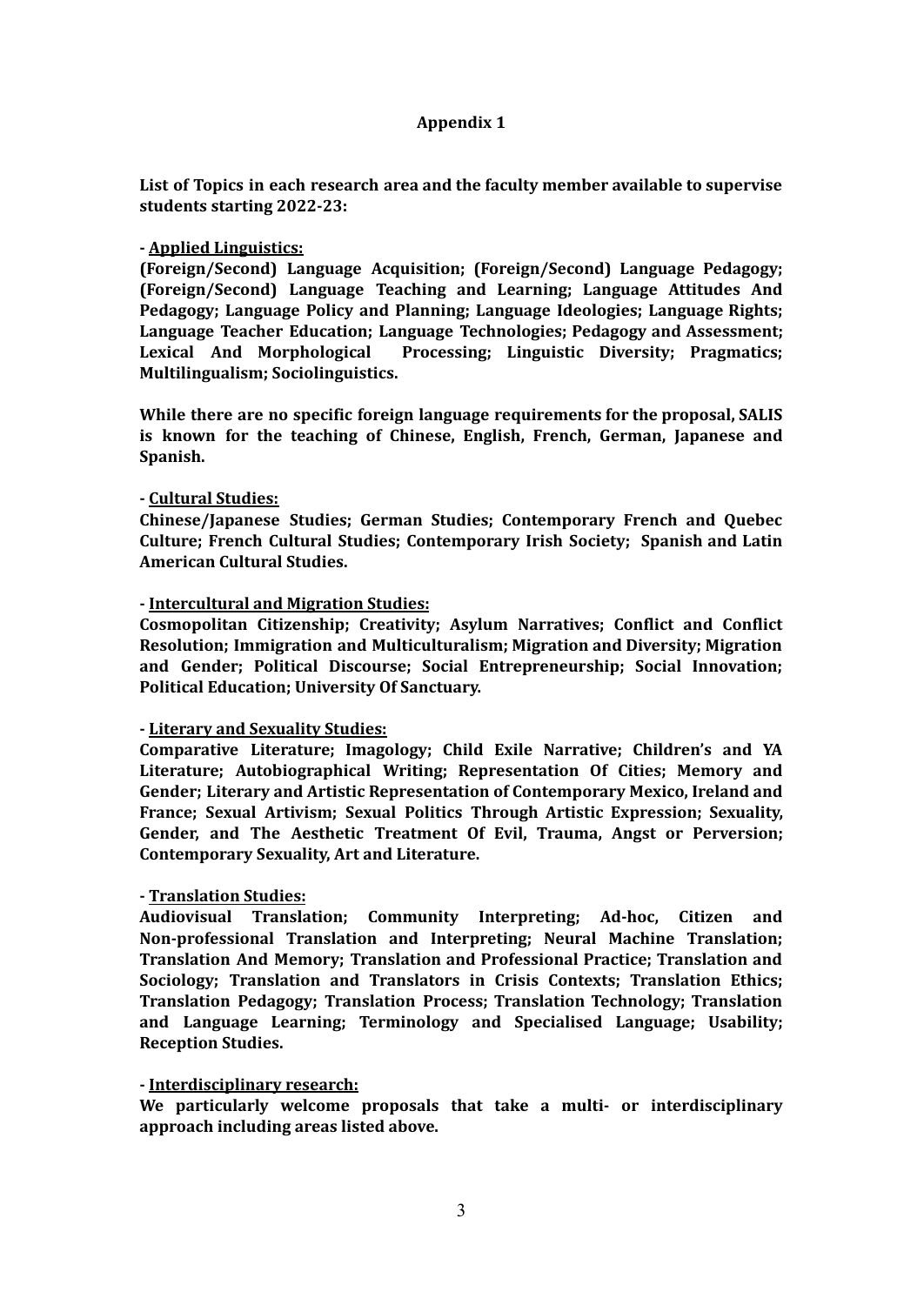# Appendix 1

**List of Topics in each research area and the faculty member available to supervise students starting 2022-23:**

**- Applied Linguistics:**
**(Foreign/Second) Language Acquisition; (Foreign/Second) Language Pedagogy; (Foreign/Second) Language Teaching and Learning; Language Attitudes And Pedagogy; Language Policy and Planning; Language Ideologies; Language Rights; Language Teacher Education; Language Technologies; Pedagogy and Assessment; Lexical And Morphological Processing; Linguistic Diversity; Pragmatics; Multilingualism; Sociolinguistics.**

**While there are no specific foreign language requirements for the proposal, SALIS is known for the teaching of Chinese, English, French, German, Japanese and Spanish.**

**- Cultural Studies:**
**Chinese/Japanese Studies; German Studies; Contemporary French and Quebec Culture; French Cultural Studies; Contemporary Irish Society; Spanish and Latin American Cultural Studies.**

**- Intercultural and Migration Studies:**
**Cosmopolitan Citizenship; Creativity; Asylum Narratives; Conflict and Conflict Resolution; Immigration and Multiculturalism; Migration and Diversity; Migration and Gender; Political Discourse; Social Entrepreneurship; Social Innovation; Political Education; University Of Sanctuary.**

**- Literary and Sexuality Studies:**
**Comparative Literature; Imagology; Child Exile Narrative; Children's and YA Literature; Autobiographical Writing; Representation Of Cities; Memory and Gender; Literary and Artistic Representation of Contemporary Mexico, Ireland and France; Sexual Artivism; Sexual Politics Through Artistic Expression; Sexuality, Gender, and The Aesthetic Treatment Of Evil, Trauma, Angst or Perversion; Contemporary Sexuality, Art and Literature.**

**- Translation Studies:**
**Audiovisual Translation; Community Interpreting; Ad-hoc, Citizen and Non-professional Translation and Interpreting; Neural Machine Translation; Translation And Memory; Translation and Professional Practice; Translation and Sociology; Translation and Translators in Crisis Contexts; Translation Ethics; Translation Pedagogy; Translation Process; Translation Technology; Translation and Language Learning; Terminology and Specialised Language; Usability; Reception Studies.**

**- Interdisciplinary research:**
**We particularly welcome proposals that take a multi- or interdisciplinary approach including areas listed above.**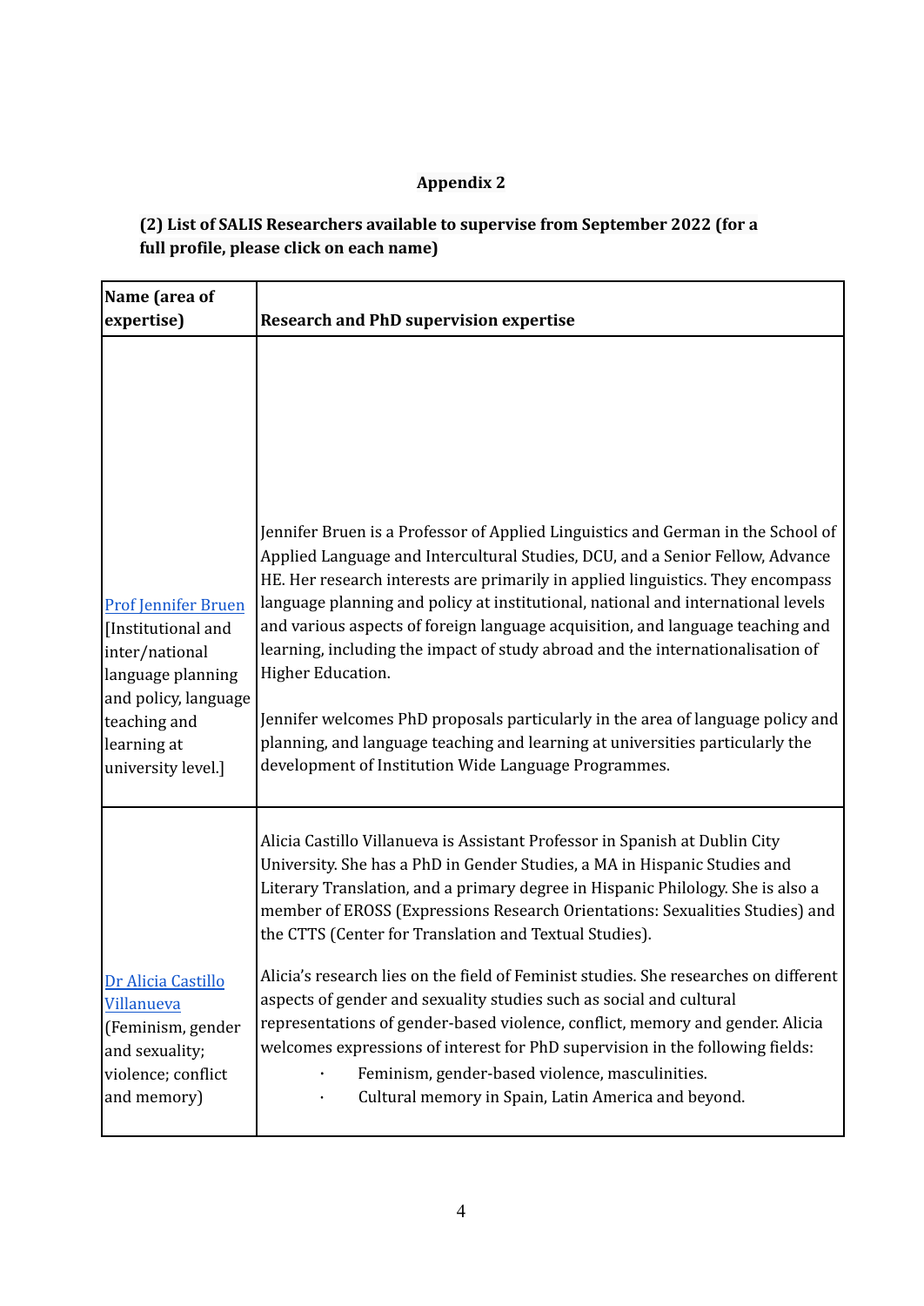**Appendix 2**

**(2) List of SALIS Researchers available to supervise from September 2022 (for a full profile, please click on each name)**

| Name (area of expertise) | Research and PhD supervision expertise |
| --- | --- |
| Prof Jennifer Bruen [Institutional and inter/national language planning and policy, language teaching and learning at university level.] | Jennifer Bruen is a Professor of Applied Linguistics and German in the School of Applied Language and Intercultural Studies, DCU, and a Senior Fellow, Advance HE. Her research interests are primarily in applied linguistics. They encompass language planning and policy at institutional, national and international levels and various aspects of foreign language acquisition, and language teaching and learning, including the impact of study abroad and the internationalisation of Higher Education.<br><br>Jennifer welcomes PhD proposals particularly in the area of language policy and planning, and language teaching and learning at universities particularly the development of Institution Wide Language Programmes. |
| Dr Alicia Castillo Villanueva (Feminism, gender and sexuality; violence; conflict and memory) | Alicia Castillo Villanueva is Assistant Professor in Spanish at Dublin City University. She has a PhD in Gender Studies, a MA in Hispanic Studies and Literary Translation, and a primary degree in Hispanic Philology. She is also a member of EROSS (Expressions Research Orientations: Sexualities Studies) and the CTTS (Center for Translation and Textual Studies).<br><br>Alicia's research lies on the field of Feminist studies. She researches on different aspects of gender and sexuality studies such as social and cultural representations of gender-based violence, conflict, memory and gender. Alicia welcomes expressions of interest for PhD supervision in the following fields:<br>· Feminism, gender-based violence, masculinities.<br>· Cultural memory in Spain, Latin America and beyond. |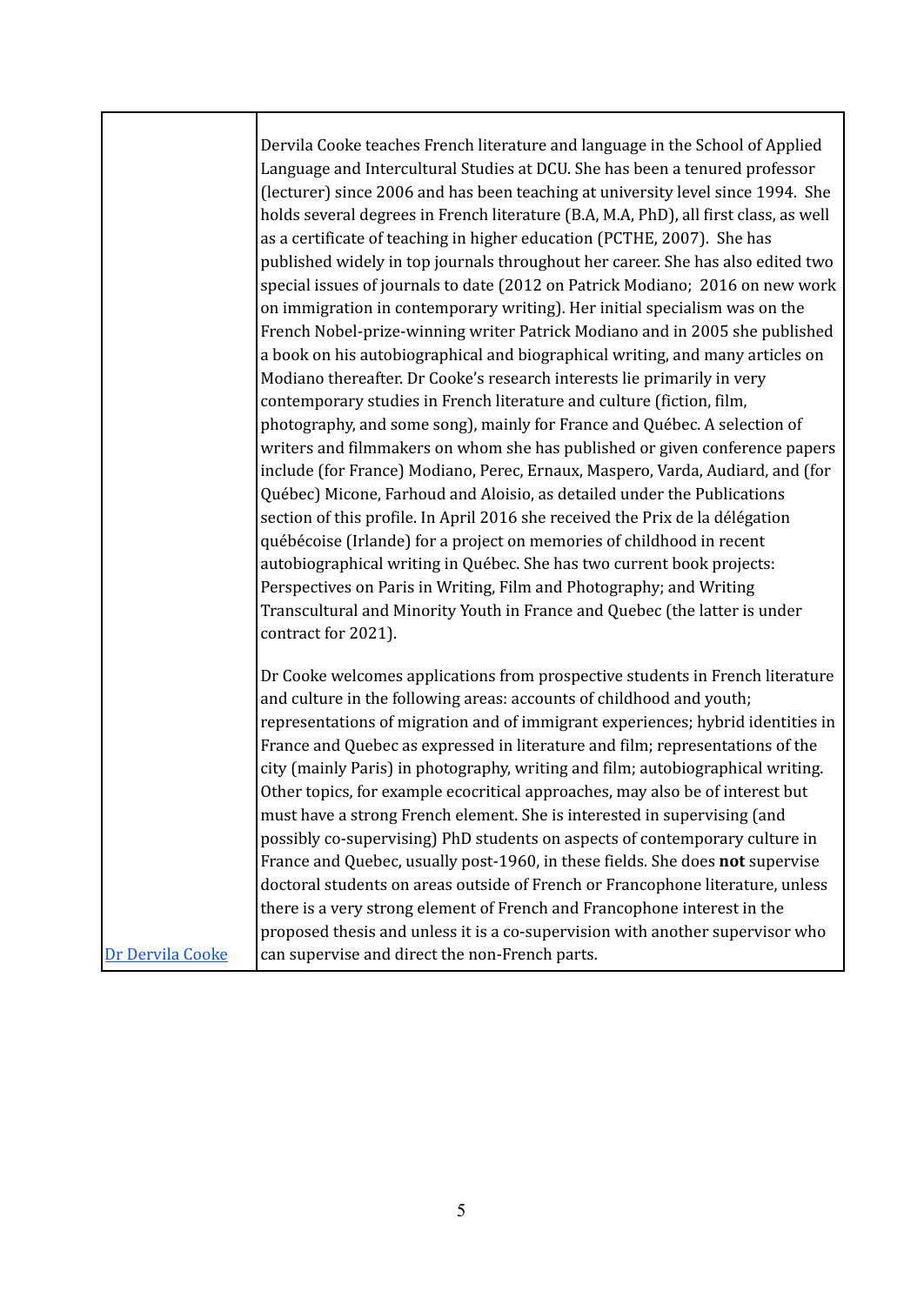| | |
|---|---|
| [Dr Dervila Cooke]() | Dervila Cooke teaches French literature and language in the School of Applied Language and Intercultural Studies at DCU. She has been a tenured professor (lecturer) since 2006 and has been teaching at university level since 1994. She holds several degrees in French literature (B.A, M.A, PhD), all first class, as well as a certificate of teaching in higher education (PCTHE, 2007). She has published widely in top journals throughout her career. She has also edited two special issues of journals to date (2012 on Patrick Modiano; 2016 on new work on immigration in contemporary writing). Her initial specialism was on the French Nobel-prize-winning writer Patrick Modiano and in 2005 she published a book on his autobiographical and biographical writing, and many articles on Modiano thereafter. Dr Cooke's research interests lie primarily in very contemporary studies in French literature and culture (fiction, film, photography, and some song), mainly for France and Québec. A selection of writers and filmmakers on whom she has published or given conference papers include (for France) Modiano, Perec, Ernaux, Maspero, Varda, Audiard, and (for Québec) Micone, Farhoud and Aloisio, as detailed under the Publications section of this profile. In April 2016 she received the Prix de la délégation québécoise (Irlande) for a project on memories of childhood in recent autobiographical writing in Québec. She has two current book projects: Perspectives on Paris in Writing, Film and Photography; and Writing Transcultural and Minority Youth in France and Quebec (the latter is under contract for 2021).<br><br>Dr Cooke welcomes applications from prospective students in French literature and culture in the following areas: accounts of childhood and youth; representations of migration and of immigrant experiences; hybrid identities in France and Quebec as expressed in literature and film; representations of the city (mainly Paris) in photography, writing and film; autobiographical writing. Other topics, for example ecocritical approaches, may also be of interest but must have a strong French element. She is interested in supervising (and possibly co-supervising) PhD students on aspects of contemporary culture in France and Quebec, usually post-1960, in these fields. She does **not** supervise doctoral students on areas outside of French or Francophone literature, unless there is a very strong element of French and Francophone interest in the proposed thesis and unless it is a co-supervision with another supervisor who can supervise and direct the non-French parts. |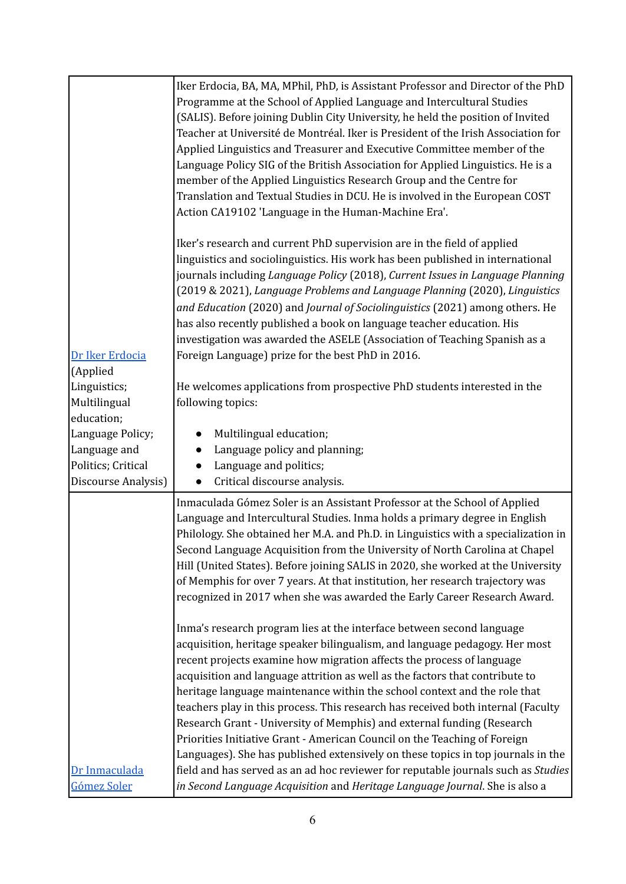| | |
|---|---|
| [Dr Iker Erdocia]() (Applied Linguistics; Multilingual education; Language Policy; Language and Politics; Critical Discourse Analysis) | Iker Erdocia, BA, MA, MPhil, PhD, is Assistant Professor and Director of the PhD Programme at the School of Applied Language and Intercultural Studies (SALIS). Before joining Dublin City University, he held the position of Invited Teacher at Université de Montréal. Iker is President of the Irish Association for Applied Linguistics and Treasurer and Executive Committee member of the Language Policy SIG of the British Association for Applied Linguistics. He is a member of the Applied Linguistics Research Group and the Centre for Translation and Textual Studies in DCU. He is involved in the European COST Action CA19102 'Language in the Human-Machine Era'.<br><br>Iker's research and current PhD supervision are in the field of applied linguistics and sociolinguistics. His work has been published in international journals including *Language Policy* (2018), *Current Issues in Language Planning* (2019 & 2021), *Language Problems and Language Planning* (2020), *Linguistics and Education* (2020) and *Journal of Sociolinguistics* (2021) among others. He has also recently published a book on language teacher education. His investigation was awarded the ASELE (Association of Teaching Spanish as a Foreign Language) prize for the best PhD in 2016.<br><br>He welcomes applications from prospective PhD students interested in the following topics:<br><br>• Multilingual education;<br>• Language policy and planning;<br>• Language and politics;<br>• Critical discourse analysis. |
| [Dr Inmaculada Gómez Soler]() | Inmaculada Gómez Soler is an Assistant Professor at the School of Applied Language and Intercultural Studies. Inma holds a primary degree in English Philology. She obtained her M.A. and Ph.D. in Linguistics with a specialization in Second Language Acquisition from the University of North Carolina at Chapel Hill (United States). Before joining SALIS in 2020, she worked at the University of Memphis for over 7 years. At that institution, her research trajectory was recognized in 2017 when she was awarded the Early Career Research Award.<br><br>Inma's research program lies at the interface between second language acquisition, heritage speaker bilingualism, and language pedagogy. Her most recent projects examine how migration affects the process of language acquisition and language attrition as well as the factors that contribute to heritage language maintenance within the school context and the role that teachers play in this process. This research has received both internal (Faculty Research Grant - University of Memphis) and external funding (Research Priorities Initiative Grant - American Council on the Teaching of Foreign Languages). She has published extensively on these topics in top journals in the field and has served as an ad hoc reviewer for reputable journals such as *Studies in Second Language Acquisition* and *Heritage Language Journal*. She is also a |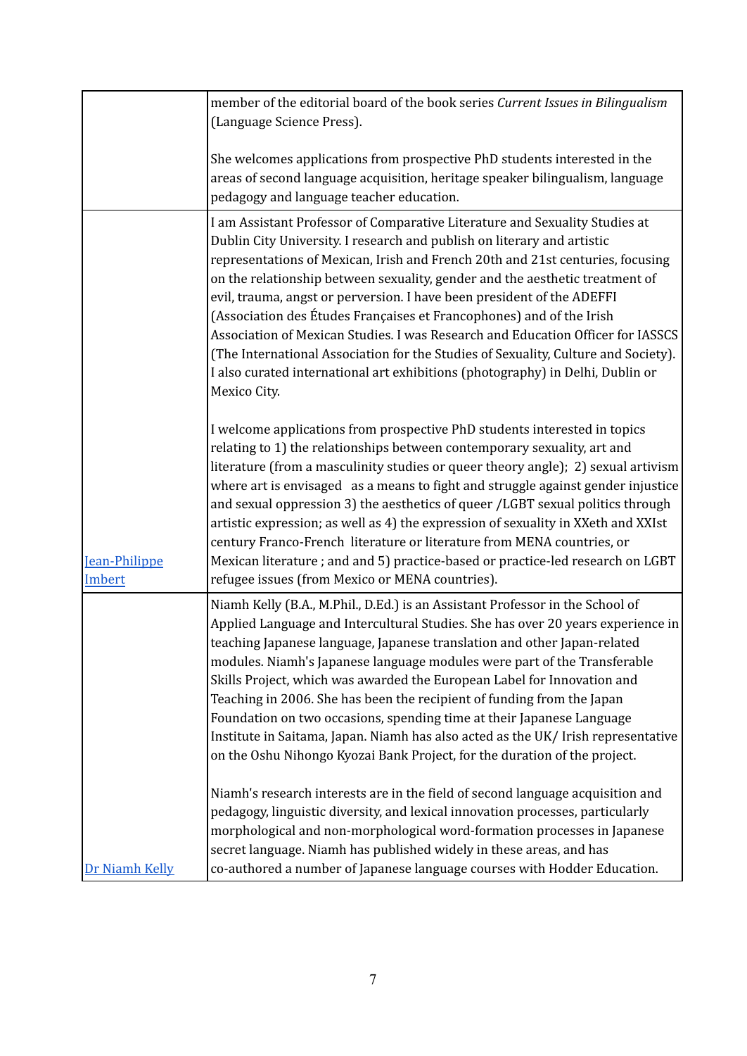| | |
|---|---|
| | member of the editorial board of the book series *Current Issues in Bilingualism* (Language Science Press).<br><br>She welcomes applications from prospective PhD students interested in the areas of second language acquisition, heritage speaker bilingualism, language pedagogy and language teacher education. |
| [Jean-Philippe Imbert]() | I am Assistant Professor of Comparative Literature and Sexuality Studies at Dublin City University. I research and publish on literary and artistic representations of Mexican, Irish and French 20th and 21st centuries, focusing on the relationship between sexuality, gender and the aesthetic treatment of evil, trauma, angst or perversion. I have been president of the ADEFFI (Association des Études Françaises et Francophones) and of the Irish Association of Mexican Studies. I was Research and Education Officer for IASSCS (The International Association for the Studies of Sexuality, Culture and Society). I also curated international art exhibitions (photography) in Delhi, Dublin or Mexico City.<br><br>I welcome applications from prospective PhD students interested in topics relating to 1) the relationships between contemporary sexuality, art and literature (from a masculinity studies or queer theory angle); 2) sexual artivism where art is envisaged as a means to fight and struggle against gender injustice and sexual oppression 3) the aesthetics of queer /LGBT sexual politics through artistic expression; as well as 4) the expression of sexuality in XXeth and XXIst century Franco-French literature or literature from MENA countries, or Mexican literature ; and and 5) practice-based or practice-led research on LGBT refugee issues (from Mexico or MENA countries). |
| [Dr Niamh Kelly]() | Niamh Kelly (B.A., M.Phil., D.Ed.) is an Assistant Professor in the School of Applied Language and Intercultural Studies. She has over 20 years experience in teaching Japanese language, Japanese translation and other Japan-related modules. Niamh's Japanese language modules were part of the Transferable Skills Project, which was awarded the European Label for Innovation and Teaching in 2006. She has been the recipient of funding from the Japan Foundation on two occasions, spending time at their Japanese Language Institute in Saitama, Japan. Niamh has also acted as the UK/ Irish representative on the Oshu Nihongo Kyozai Bank Project, for the duration of the project.<br><br>Niamh's research interests are in the field of second language acquisition and pedagogy, linguistic diversity, and lexical innovation processes, particularly morphological and non-morphological word-formation processes in Japanese secret language. Niamh has published widely in these areas, and has co-authored a number of Japanese language courses with Hodder Education. |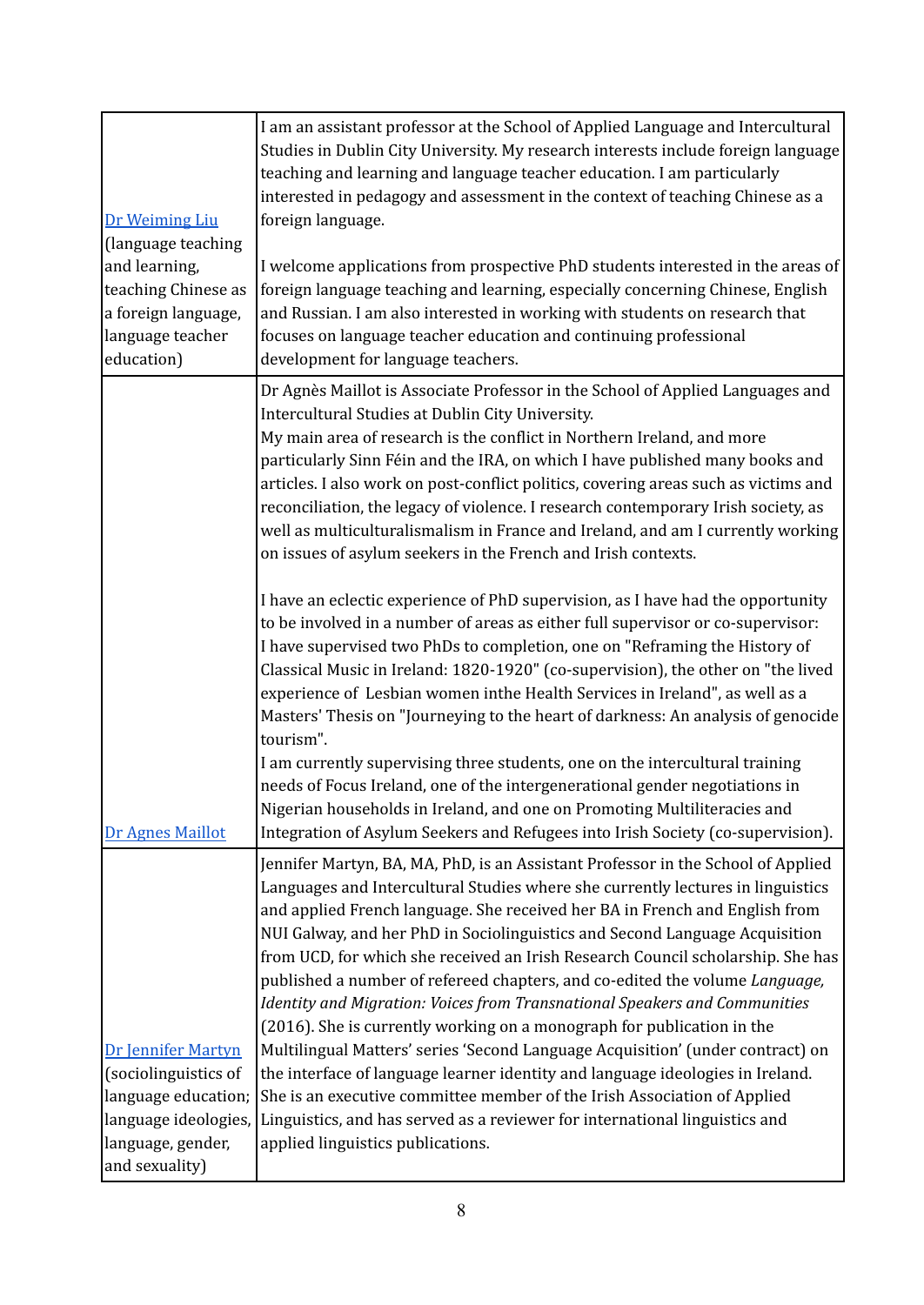| | |
|---|---|
| [Dr Weiming Liu](#) (language teaching and learning, teaching Chinese as a foreign language, language teacher education) | I am an assistant professor at the School of Applied Language and Intercultural Studies in Dublin City University. My research interests include foreign language teaching and learning and language teacher education. I am particularly interested in pedagogy and assessment in the context of teaching Chinese as a foreign language.<br><br>I welcome applications from prospective PhD students interested in the areas of foreign language teaching and learning, especially concerning Chinese, English and Russian. I am also interested in working with students on research that focuses on language teacher education and continuing professional development for language teachers. |
| [Dr Agnes Maillot](#) | Dr Agnès Maillot is Associate Professor in the School of Applied Languages and Intercultural Studies at Dublin City University.<br>My main area of research is the conflict in Northern Ireland, and more particularly Sinn Féin and the IRA, on which I have published many books and articles. I also work on post-conflict politics, covering areas such as victims and reconciliation, the legacy of violence. I research contemporary Irish society, as well as multiculturalismalism in France and Ireland, and am I currently working on issues of asylum seekers in the French and Irish contexts.<br><br>I have an eclectic experience of PhD supervision, as I have had the opportunity to be involved in a number of areas as either full supervisor or co-supervisor: I have supervised two PhDs to completion, one on "Reframing the History of Classical Music in Ireland: 1820-1920" (co-supervision), the other on "the lived experience of Lesbian women inthe Health Services in Ireland", as well as a Masters' Thesis on "Journeying to the heart of darkness: An analysis of genocide tourism".<br>I am currently supervising three students, one on the intercultural training needs of Focus Ireland, one of the intergenerational gender negotiations in Nigerian households in Ireland, and one on Promoting Multiliteracies and Integration of Asylum Seekers and Refugees into Irish Society (co-supervision). |
| [Dr Jennifer Martyn](#) (sociolinguistics of language education; language ideologies, language, gender, and sexuality) | Jennifer Martyn, BA, MA, PhD, is an Assistant Professor in the School of Applied Languages and Intercultural Studies where she currently lectures in linguistics and applied French language. She received her BA in French and English from NUI Galway, and her PhD in Sociolinguistics and Second Language Acquisition from UCD, for which she received an Irish Research Council scholarship. She has published a number of refereed chapters, and co-edited the volume *Language, Identity and Migration: Voices from Transnational Speakers and Communities* (2016). She is currently working on a monograph for publication in the Multilingual Matters' series 'Second Language Acquisition' (under contract) on the interface of language learner identity and language ideologies in Ireland. She is an executive committee member of the Irish Association of Applied Linguistics, and has served as a reviewer for international linguistics and applied linguistics publications. |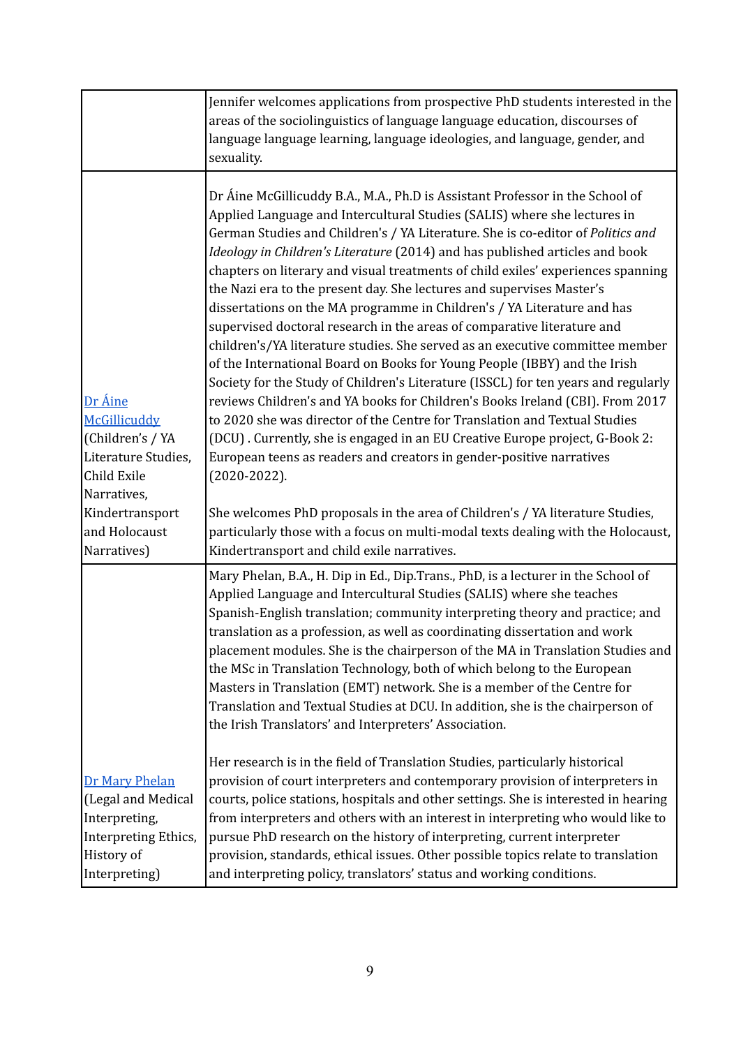| | |
|---|---|
| | Jennifer welcomes applications from prospective PhD students interested in the areas of the sociolinguistics of language language education, discourses of language language learning, language ideologies, and language, gender, and sexuality. |
| [Dr Áine McGillicuddy]() (Children's / YA Literature Studies, Child Exile Narratives, Kindertransport and Holocaust Narratives) | Dr Áine McGillicuddy B.A., M.A., Ph.D is Assistant Professor in the School of Applied Language and Intercultural Studies (SALIS) where she lectures in German Studies and Children's / YA Literature. She is co-editor of *Politics and Ideology in Children's Literature* (2014) and has published articles and book chapters on literary and visual treatments of child exiles' experiences spanning the Nazi era to the present day. She lectures and supervises Master's dissertations on the MA programme in Children's / YA Literature and has supervised doctoral research in the areas of comparative literature and children's/YA literature studies. She served as an executive committee member of the International Board on Books for Young People (IBBY) and the Irish Society for the Study of Children's Literature (ISSCL) for ten years and regularly reviews Children's and YA books for Children's Books Ireland (CBI). From 2017 to 2020 she was director of the Centre for Translation and Textual Studies (DCU) . Currently, she is engaged in an EU Creative Europe project, G-Book 2: European teens as readers and creators in gender-positive narratives (2020-2022).<br><br>She welcomes PhD proposals in the area of Children's / YA literature Studies, particularly those with a focus on multi-modal texts dealing with the Holocaust, Kindertransport and child exile narratives. |
| [Dr Mary Phelan]() (Legal and Medical Interpreting, Interpreting Ethics, History of Interpreting) | Mary Phelan, B.A., H. Dip in Ed., Dip.Trans., PhD, is a lecturer in the School of Applied Language and Intercultural Studies (SALIS) where she teaches Spanish-English translation; community interpreting theory and practice; and translation as a profession, as well as coordinating dissertation and work placement modules. She is the chairperson of the MA in Translation Studies and the MSc in Translation Technology, both of which belong to the European Masters in Translation (EMT) network. She is a member of the Centre for Translation and Textual Studies at DCU. In addition, she is the chairperson of the Irish Translators' and Interpreters' Association.<br><br>Her research is in the field of Translation Studies, particularly historical provision of court interpreters and contemporary provision of interpreters in courts, police stations, hospitals and other settings. She is interested in hearing from interpreters and others with an interest in interpreting who would like to pursue PhD research on the history of interpreting, current interpreter provision, standards, ethical issues. Other possible topics relate to translation and interpreting policy, translators' status and working conditions. |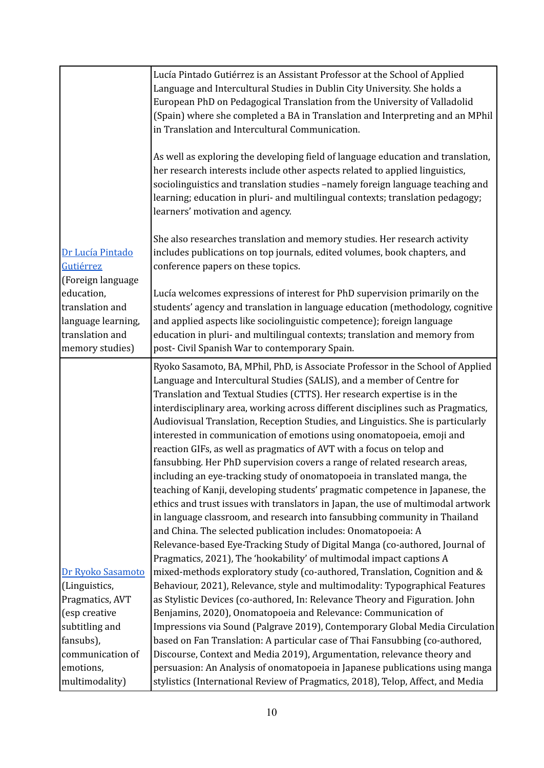| | |
|---|---|
| [Dr Lucía Pintado Gutiérrez](#) (Foreign language education, translation and language learning, translation and memory studies) | Lucía Pintado Gutiérrez is an Assistant Professor at the School of Applied Language and Intercultural Studies in Dublin City University. She holds a European PhD on Pedagogical Translation from the University of Valladolid (Spain) where she completed a BA in Translation and Interpreting and an MPhil in Translation and Intercultural Communication.<br><br>As well as exploring the developing field of language education and translation, her research interests include other aspects related to applied linguistics, sociolinguistics and translation studies –namely foreign language teaching and learning; education in pluri- and multilingual contexts; translation pedagogy; learners' motivation and agency.<br><br>She also researches translation and memory studies. Her research activity includes publications on top journals, edited volumes, book chapters, and conference papers on these topics.<br><br>Lucía welcomes expressions of interest for PhD supervision primarily on the students' agency and translation in language education (methodology, cognitive and applied aspects like sociolinguistic competence); foreign language education in pluri- and multilingual contexts; translation and memory from post- Civil Spanish War to contemporary Spain. |
| [Dr Ryoko Sasamoto](#) (Linguistics, Pragmatics, AVT (esp creative subtitling and fansubs), communication of emotions, multimodality) | Ryoko Sasamoto, BA, MPhil, PhD, is Associate Professor in the School of Applied Language and Intercultural Studies (SALIS), and a member of Centre for Translation and Textual Studies (CTTS). Her research expertise is in the interdisciplinary area, working across different disciplines such as Pragmatics, Audiovisual Translation, Reception Studies, and Linguistics. She is particularly interested in communication of emotions using onomatopoeia, emoji and reaction GIFs, as well as pragmatics of AVT with a focus on telop and fansubbing. Her PhD supervision covers a range of related research areas, including an eye-tracking study of onomatopoeia in translated manga, the teaching of Kanji, developing students' pragmatic competence in Japanese, the ethics and trust issues with translators in Japan, the use of multimodal artwork in language classroom, and research into fansubbing community in Thailand and China. The selected publication includes: Onomatopoeia: A Relevance-based Eye-Tracking Study of Digital Manga (co-authored, Journal of Pragmatics, 2021), The 'hookability' of multimodal impact captions A mixed-methods exploratory study (co-authored, Translation, Cognition and & Behaviour, 2021), Relevance, style and multimodality: Typographical Features as Stylistic Devices (co-authored, In: Relevance Theory and Figuration. John Benjamins, 2020), Onomatopoeia and Relevance: Communication of Impressions via Sound (Palgrave 2019), Contemporary Global Media Circulation based on Fan Translation: A particular case of Thai Fansubbing (co-authored, Discourse, Context and Media 2019), Argumentation, relevance theory and persuasion: An Analysis of onomatopoeia in Japanese publications using manga stylistics (International Review of Pragmatics, 2018), Telop, Affect, and Media |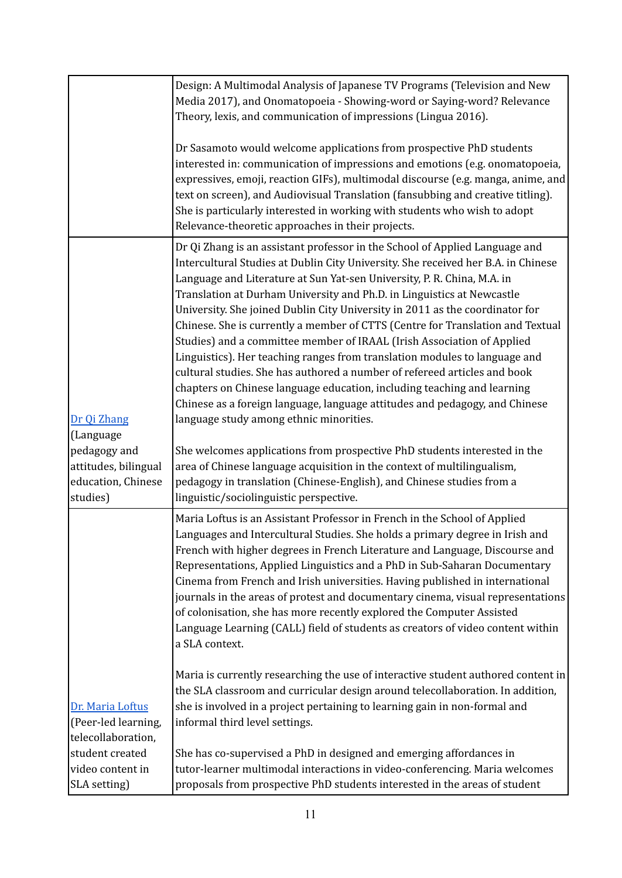| | |
|---|---|
| | Design: A Multimodal Analysis of Japanese TV Programs (Television and New Media 2017), and Onomatopoeia - Showing-word or Saying-word? Relevance Theory, lexis, and communication of impressions (Lingua 2016).<br><br>Dr Sasamoto would welcome applications from prospective PhD students interested in: communication of impressions and emotions (e.g. onomatopoeia, expressives, emoji, reaction GIFs), multimodal discourse (e.g. manga, anime, and text on screen), and Audiovisual Translation (fansubbing and creative titling). She is particularly interested in working with students who wish to adopt Relevance-theoretic approaches in their projects. |
| Dr Qi Zhang (Language pedagogy and attitudes, bilingual education, Chinese studies) | Dr Qi Zhang is an assistant professor in the School of Applied Language and Intercultural Studies at Dublin City University. She received her B.A. in Chinese Language and Literature at Sun Yat-sen University, P. R. China, M.A. in Translation at Durham University and Ph.D. in Linguistics at Newcastle University. She joined Dublin City University in 2011 as the coordinator for Chinese. She is currently a member of CTTS (Centre for Translation and Textual Studies) and a committee member of IRAAL (Irish Association of Applied Linguistics). Her teaching ranges from translation modules to language and cultural studies. She has authored a number of refereed articles and book chapters on Chinese language education, including teaching and learning Chinese as a foreign language, language attitudes and pedagogy, and Chinese language study among ethnic minorities.<br><br>She welcomes applications from prospective PhD students interested in the area of Chinese language acquisition in the context of multilingualism, pedagogy in translation (Chinese-English), and Chinese studies from a linguistic/sociolinguistic perspective. |
| Dr. Maria Loftus (Peer-led learning, telecollaboration, student created video content in SLA setting) | Maria Loftus is an Assistant Professor in French in the School of Applied Languages and Intercultural Studies. She holds a primary degree in Irish and French with higher degrees in French Literature and Language, Discourse and Representations, Applied Linguistics and a PhD in Sub-Saharan Documentary Cinema from French and Irish universities. Having published in international journals in the areas of protest and documentary cinema, visual representations of colonisation, she has more recently explored the Computer Assisted Language Learning (CALL) field of students as creators of video content within a SLA context.<br><br>Maria is currently researching the use of interactive student authored content in the SLA classroom and curricular design around telecollaboration. In addition, she is involved in a project pertaining to learning gain in non-formal and informal third level settings.<br><br>She has co-supervised a PhD in designed and emerging affordances in tutor-learner multimodal interactions in video-conferencing. Maria welcomes proposals from prospective PhD students interested in the areas of student |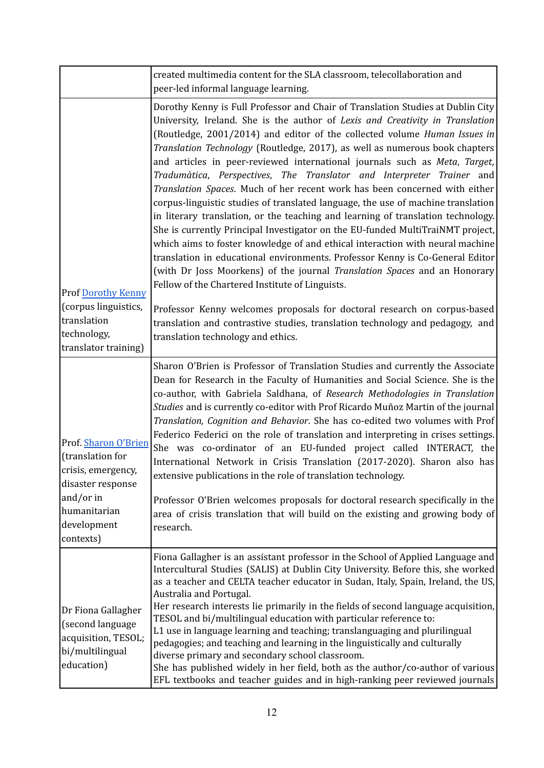| | |
|---|---|
| | created multimedia content for the SLA classroom, telecollaboration and peer-led informal language learning. |
| Prof [Dorothy Kenny](#) (corpus linguistics, translation technology, translator training) | Dorothy Kenny is Full Professor and Chair of Translation Studies at Dublin City University, Ireland. She is the author of *Lexis and Creativity in Translation* (Routledge, 2001/2014) and editor of the collected volume *Human Issues in Translation Technology* (Routledge, 2017), as well as numerous book chapters and articles in peer-reviewed international journals such as *Meta*, *Target*, *Tradumàtica*, *Perspectives*, *The Translator and Interpreter Trainer* and *Translation Spaces*. Much of her recent work has been concerned with either corpus-linguistic studies of translated language, the use of machine translation in literary translation, or the teaching and learning of translation technology. She is currently Principal Investigator on the EU-funded MultiTraiNMT project, which aims to foster knowledge of and ethical interaction with neural machine translation in educational environments. Professor Kenny is Co-General Editor (with Dr Joss Moorkens) of the journal *Translation Spaces* and an Honorary Fellow of the Chartered Institute of Linguists.<br><br>Professor Kenny welcomes proposals for doctoral research on corpus-based translation and contrastive studies, translation technology and pedagogy, and translation technology and ethics. |
| Prof. [Sharon O'Brien](#) (translation for crisis, emergency, disaster response and/or in humanitarian development contexts) | Sharon O'Brien is Professor of Translation Studies and currently the Associate Dean for Research in the Faculty of Humanities and Social Science. She is the co-author, with Gabriela Saldhana, of *Research Methodologies in Translation Studies* and is currently co-editor with Prof Ricardo Muñoz Martin of the journal *Translation, Cognition and Behavior*. She has co-edited two volumes with Prof Federico Federici on the role of translation and interpreting in crises settings. She was co-ordinator of an EU-funded project called INTERACT, the International Network in Crisis Translation (2017-2020). Sharon also has extensive publications in the role of translation technology.<br><br>Professor O'Brien welcomes proposals for doctoral research specifically in the area of crisis translation that will build on the existing and growing body of research. |
| Dr Fiona Gallagher (second language acquisition, TESOL; bi/multilingual education) | Fiona Gallagher is an assistant professor in the School of Applied Language and Intercultural Studies (SALIS) at Dublin City University. Before this, she worked as a teacher and CELTA teacher educator in Sudan, Italy, Spain, Ireland, the US, Australia and Portugal.<br>Her research interests lie primarily in the fields of second language acquisition, TESOL and bi/multilingual education with particular reference to:<br>L1 use in language learning and teaching; translanguaging and plurilingual pedagogies; and teaching and learning in the linguistically and culturally diverse primary and secondary school classroom.<br>She has published widely in her field, both as the author/co-author of various EFL textbooks and teacher guides and in high-ranking peer reviewed journals |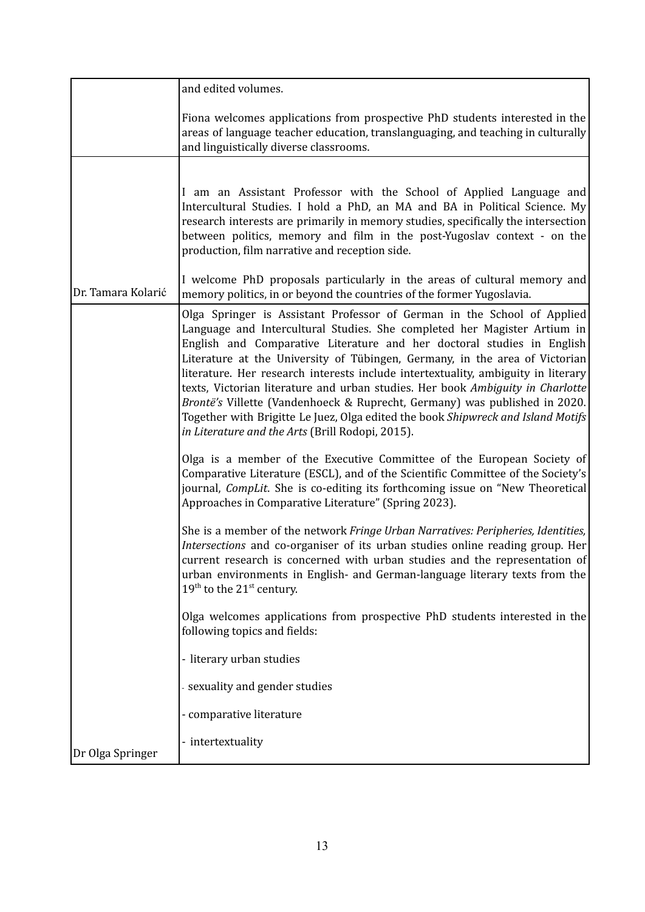| | |
|---|---|
| | and edited volumes.<br><br>Fiona welcomes applications from prospective PhD students interested in the areas of language teacher education, translanguaging, and teaching in culturally and linguistically diverse classrooms. |
| Dr. Tamara Kolarić | I am an Assistant Professor with the School of Applied Language and Intercultural Studies. I hold a PhD, an MA and BA in Political Science. My research interests are primarily in memory studies, specifically the intersection between politics, memory and film in the post-Yugoslav context - on the production, film narrative and reception side.<br><br>I welcome PhD proposals particularly in the areas of cultural memory and memory politics, in or beyond the countries of the former Yugoslavia. |
| Dr Olga Springer | Olga Springer is Assistant Professor of German in the School of Applied Language and Intercultural Studies. She completed her Magister Artium in English and Comparative Literature and her doctoral studies in English Literature at the University of Tübingen, Germany, in the area of Victorian literature. Her research interests include intertextuality, ambiguity in literary texts, Victorian literature and urban studies. Her book *Ambiguity in Charlotte Brontë's* Villette (Vandenhoeck & Ruprecht, Germany) was published in 2020. Together with Brigitte Le Juez, Olga edited the book *Shipwreck and Island Motifs in Literature and the Arts* (Brill Rodopi, 2015).<br><br>Olga is a member of the Executive Committee of the European Society of Comparative Literature (ESCL), and of the Scientific Committee of the Society's journal, *CompLit*. She is co-editing its forthcoming issue on "New Theoretical Approaches in Comparative Literature" (Spring 2023).<br><br>She is a member of the network *Fringe Urban Narratives: Peripheries, Identities, Intersections* and co-organiser of its urban studies online reading group. Her current research is concerned with urban studies and the representation of urban environments in English- and German-language literary texts from the 19th to the 21st century.<br><br>Olga welcomes applications from prospective PhD students interested in the following topics and fields:<br><br>- literary urban studies<br><br>- sexuality and gender studies<br><br>- comparative literature<br><br>- intertextuality |